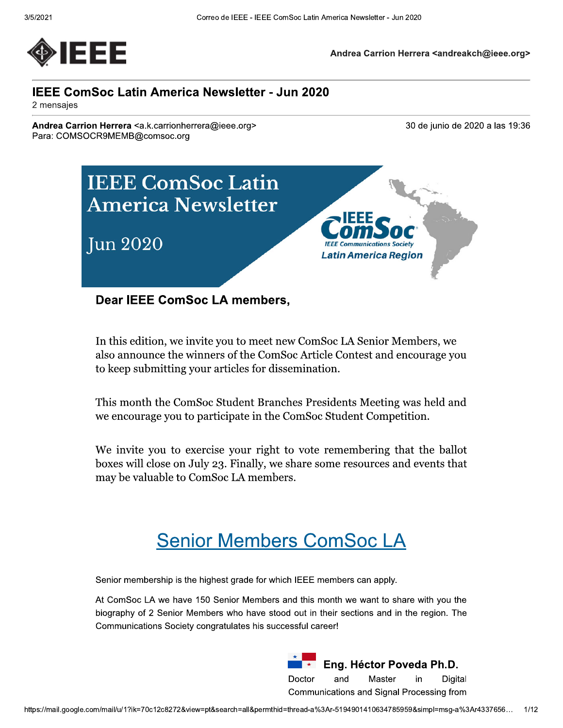Andrea Carrion Herrera <andreakch@ieee.org>

# IEEE ComSoc Latin America Newsletter - Jun 2020

2 mensajes

**Andrea Carrion Herrera** <a.k.carrionherrera@ieee.org>
Para: COMSOCR9MEMB@comsoc.org

30 de junio de 2020 a las 19:36

IEEE ComSoc Latin America Newsletter

Jun 2020

IEEE ComSoc
IEEE Communications Society
Latin America Region

**Dear IEEE ComSoc LA members,**

In this edition, we invite you to meet new ComSoc LA Senior Members, we also announce the winners of the ComSoc Article Contest and encourage you to keep submitting your articles for dissemination.

This month the ComSoc Student Branches Presidents Meeting was held and we encourage you to participate in the ComSoc Student Competition.

We invite you to exercise your right to vote remembering that the ballot boxes will close on July 23. Finally, we share some resources and events that may be valuable to ComSoc LA members.

## Senior Members ComSoc LA

Senior membership is the highest grade for which IEEE members can apply.

At ComSoc LA we have 150 Senior Members and this month we want to share with you the biography of 2 Senior Members who have stood out in their sections and in the region. The Communications Society congratulates his successful career!

### Eng. Héctor Poveda Ph.D.

Doctor and Master in Digital Communications and Signal Processing from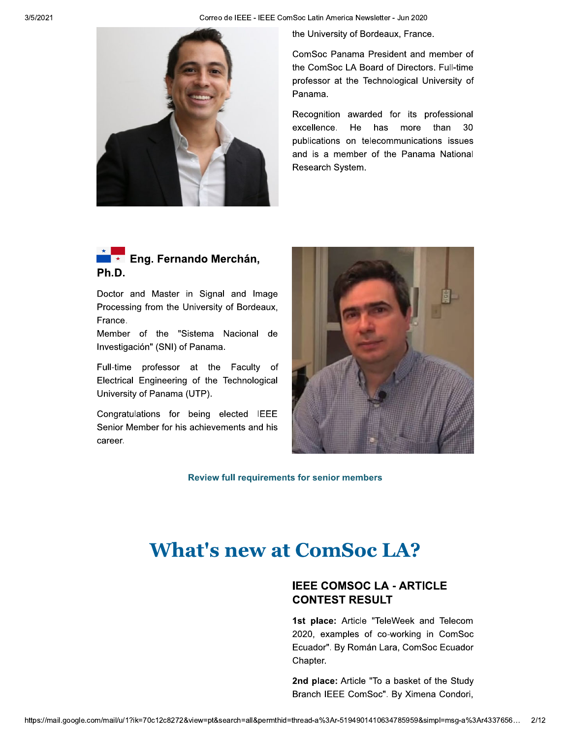the University of Bordeaux, France.

ComSoc Panama President and member of the ComSoc LA Board of Directors. Full-time professor at the Technological University of Panama.

Recognition awarded for its professional excellence. He has more than 30 publications on telecommunications issues and is a member of the Panama National Research System.

### Eng. Fernando Merchán, Ph.D.

Doctor and Master in Signal and Image Processing from the University of Bordeaux, France.
Member of the "Sistema Nacional de Investigación" (SNI) of Panama.

Full-time professor at the Faculty of Electrical Engineering of the Technological University of Panama (UTP).

Congratulations for being elected IEEE Senior Member for his achievements and his career.

**Review full requirements for senior members**

# What's new at ComSoc LA?

### IEEE COMSOC LA - ARTICLE CONTEST RESULT

**1st place:** Article "TeleWeek and Telecom 2020, examples of co-working in ComSoc Ecuador". By Román Lara, ComSoc Ecuador Chapter.

**2nd place:** Article "To a basket of the Study Branch IEEE ComSoc". By Ximena Condori,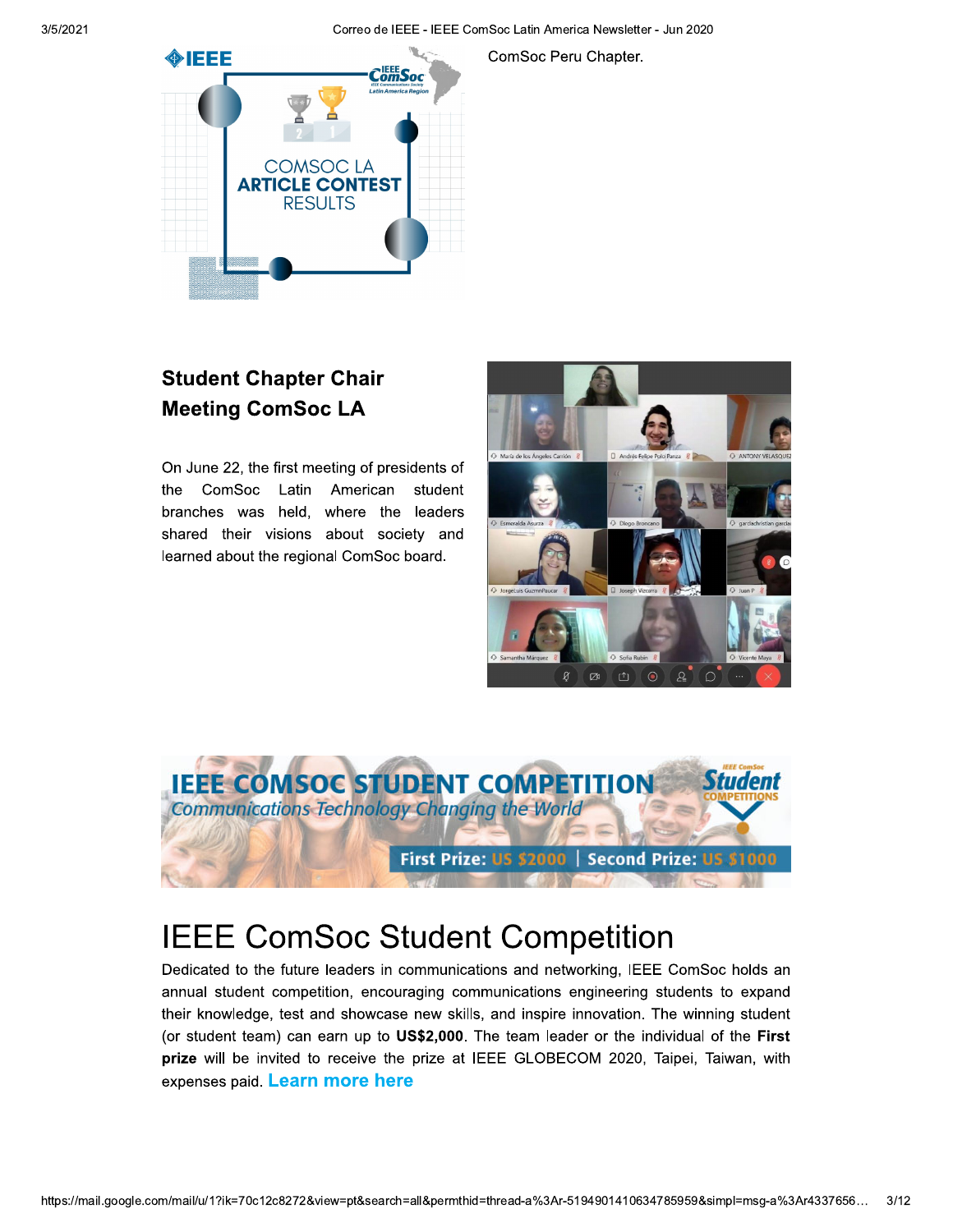ComSoc Peru Chapter.

## Student Chapter Chair Meeting ComSoc LA

On June 22, the first meeting of presidents of the ComSoc Latin American student branches was held, where the leaders shared their visions about society and learned about the regional ComSoc board.

# IEEE ComSoc Student Competition

Dedicated to the future leaders in communications and networking, IEEE ComSoc holds an annual student competition, encouraging communications engineering students to expand their knowledge, test and showcase new skills, and inspire innovation. The winning student (or student team) can earn up to **US$2,000**. The team leader or the individual of the **First prize** will be invited to receive the prize at IEEE GLOBECOM 2020, Taipei, Taiwan, with expenses paid. **Learn more here**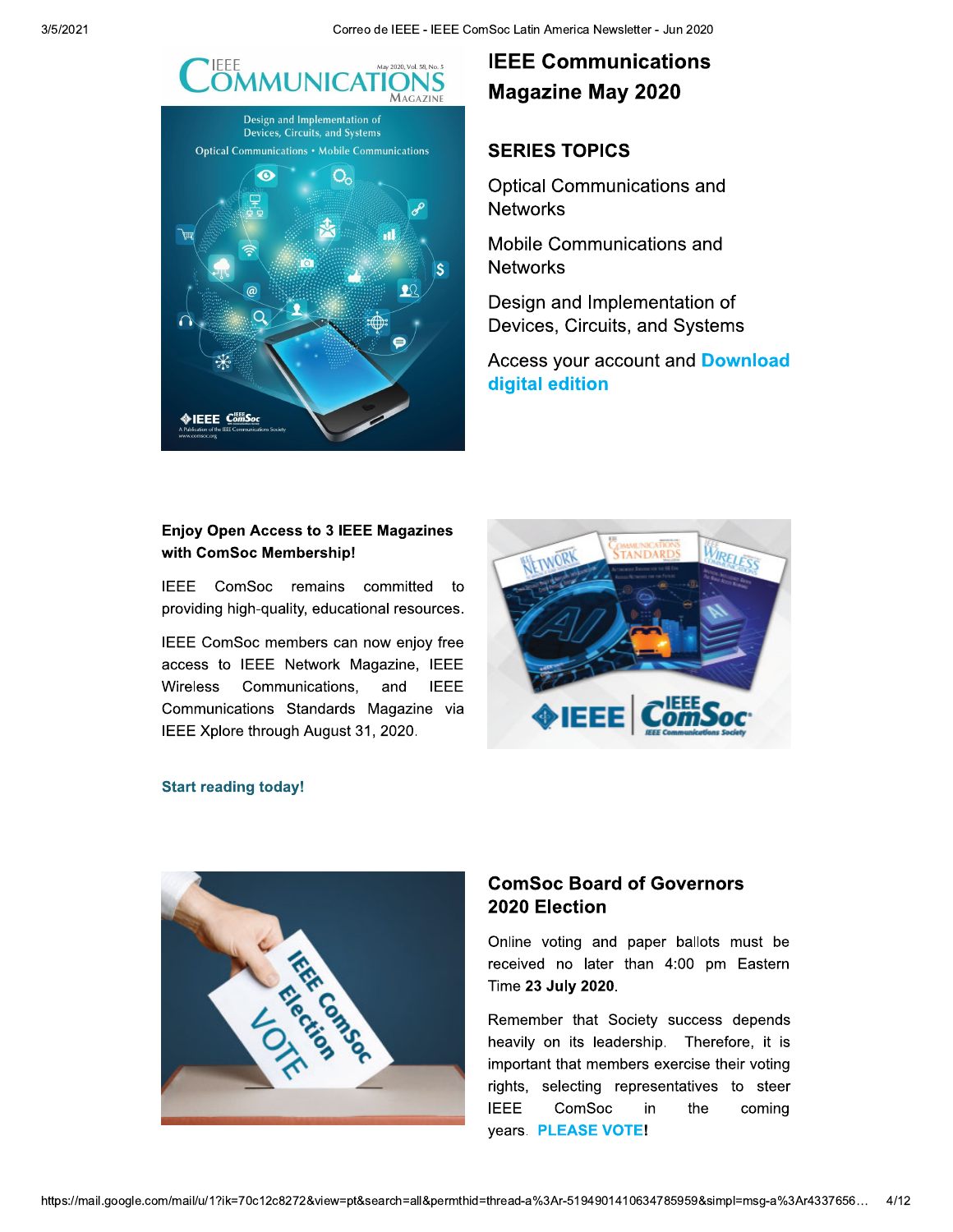## IEEE Communications Magazine May 2020

### SERIES TOPICS

Optical Communications and Networks

Mobile Communications and Networks

Design and Implementation of Devices, Circuits, and Systems

Access your account and **Download digital edition**

**Enjoy Open Access to 3 IEEE Magazines with ComSoc Membership!**

IEEE ComSoc remains committed to providing high-quality, educational resources.

IEEE ComSoc members can now enjoy free access to IEEE Network Magazine, IEEE Wireless Communications, and IEEE Communications Standards Magazine via IEEE Xplore through August 31, 2020.

**Start reading today!**

### ComSoc Board of Governors 2020 Election

Online voting and paper ballots must be received no later than 4:00 pm Eastern Time **23 July 2020**.

Remember that Society success depends heavily on its leadership. Therefore, it is important that members exercise their voting rights, selecting representatives to steer IEEE ComSoc in the coming years. **PLEASE VOTE!**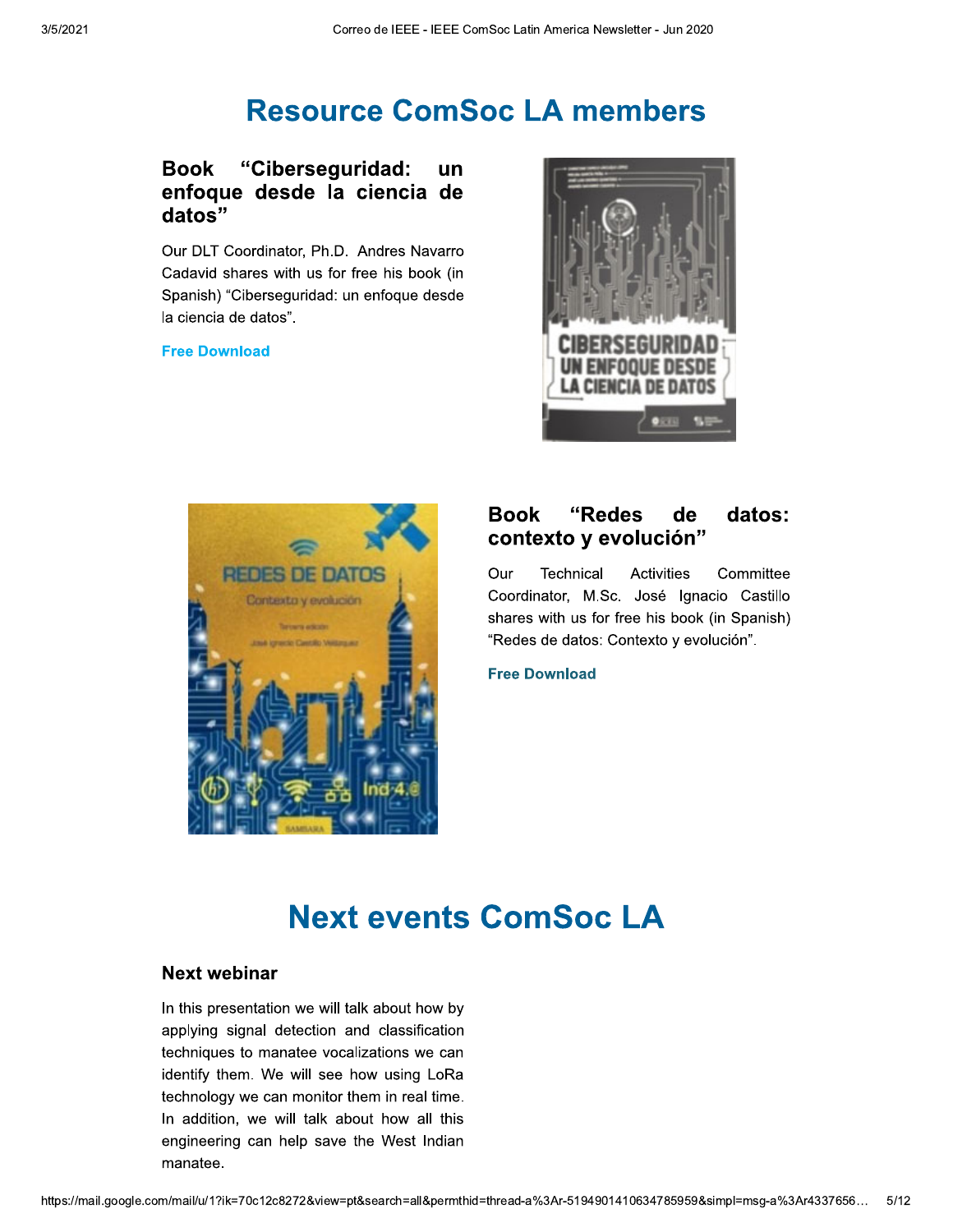# Resource ComSoc LA members

### Book "Ciberseguridad: un enfoque desde la ciencia de datos"

Our DLT Coordinator, Ph.D. Andres Navarro Cadavid shares with us for free his book (in Spanish) "Ciberseguridad: un enfoque desde la ciencia de datos".

**Free Download**

### Book "Redes de datos: contexto y evolución"

Our Technical Activities Committee Coordinator, M.Sc. José Ignacio Castillo shares with us for free his book (in Spanish) "Redes de datos: Contexto y evolución".

**Free Download**

# Next events ComSoc LA

### Next webinar

In this presentation we will talk about how by applying signal detection and classification techniques to manatee vocalizations we can identify them. We will see how using LoRa technology we can monitor them in real time. In addition, we will talk about how all this engineering can help save the West Indian manatee.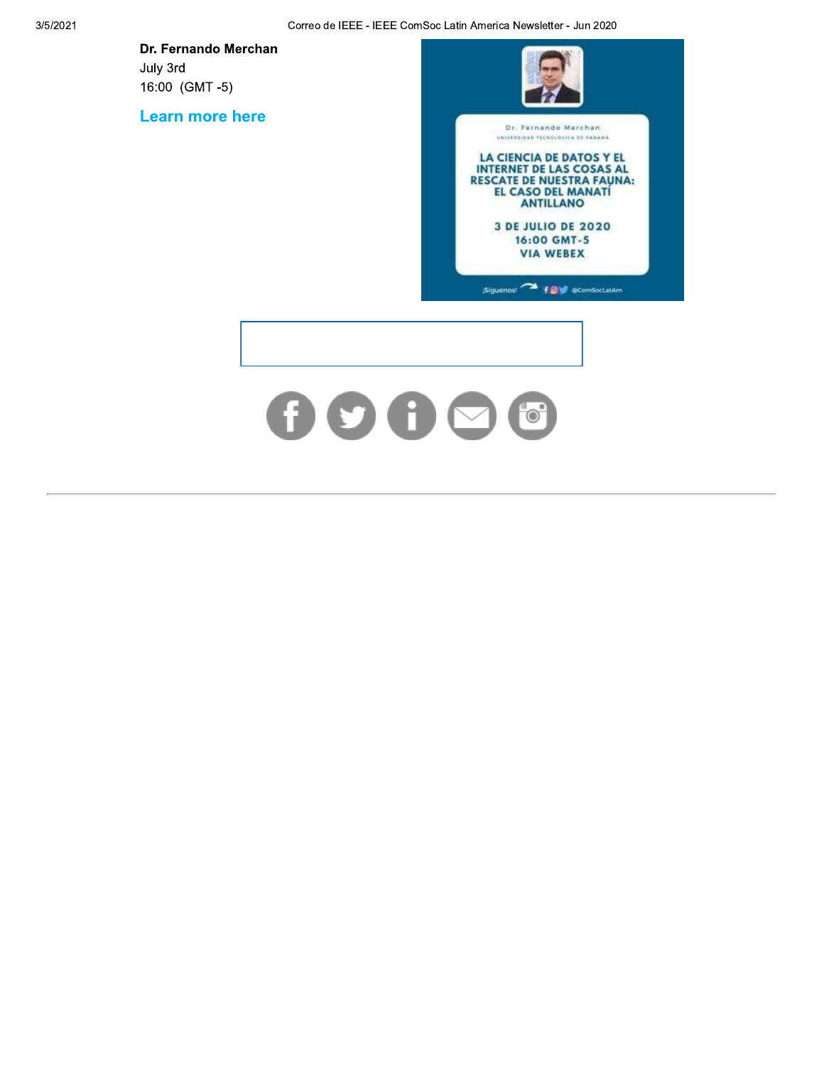**Dr. Fernando Merchan**
July 3rd
16:00  (GMT -5)

**Learn more here**

Dr. Fernando Merchan
UNIVERSIDAD TECNOLOGICA DE PANAMA

LA CIENCIA DE DATOS Y EL INTERNET DE LAS COSAS AL RESCATE DE NUESTRA FAUNA: EL CASO DEL MANATÍ ANTILLANO

3 DE JULIO DE 2020
16:00 GMT-5
VIA WEBEX

¡Síguenos! @ComSocLatAm